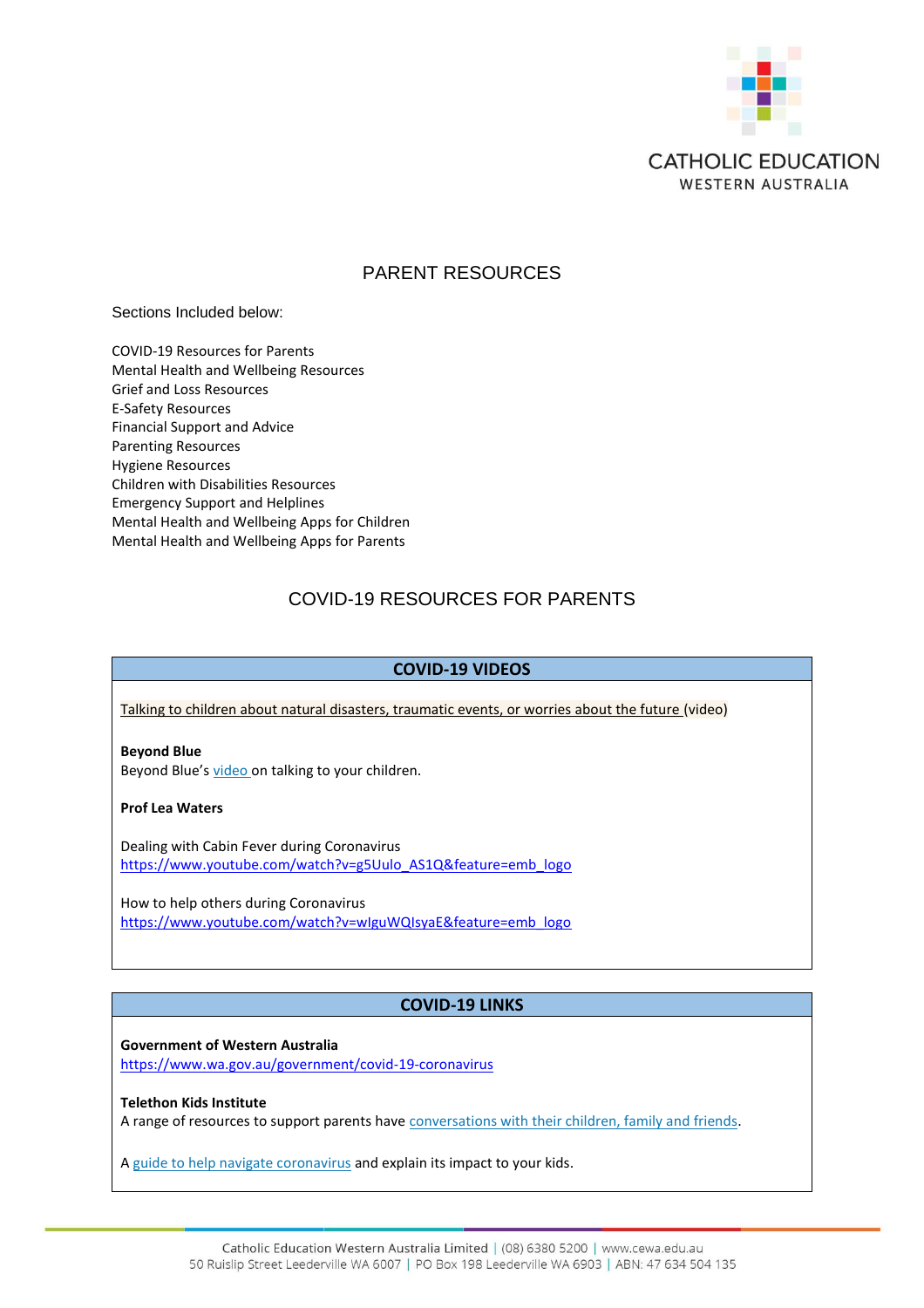CATHOLIC EDUCATION
WESTERN AUSTRALIA

# PARENT RESOURCES

Sections Included below:

COVID-19 Resources for Parents
Mental Health and Wellbeing Resources
Grief and Loss Resources
E-Safety Resources
Financial Support and Advice
Parenting Resources
Hygiene Resources
Children with Disabilities Resources
Emergency Support and Helplines
Mental Health and Wellbeing Apps for Children
Mental Health and Wellbeing Apps for Parents

## COVID-19 RESOURCES FOR PARENTS

### COVID-19 VIDEOS

Talking to children about natural disasters, traumatic events, or worries about the future (video)

**Beyond Blue**
Beyond Blue's video on talking to your children.

**Prof Lea Waters**

Dealing with Cabin Fever during Coronavirus
https://www.youtube.com/watch?v=g5Uulo_AS1Q&feature=emb_logo

How to help others during Coronavirus
https://www.youtube.com/watch?v=wIguWQIsyaE&feature=emb_logo

### COVID-19 LINKS

**Government of Western Australia**
https://www.wa.gov.au/government/covid-19-coronavirus

**Telethon Kids Institute**
A range of resources to support parents have conversations with their children, family and friends.

A guide to help navigate coronavirus and explain its impact to your kids.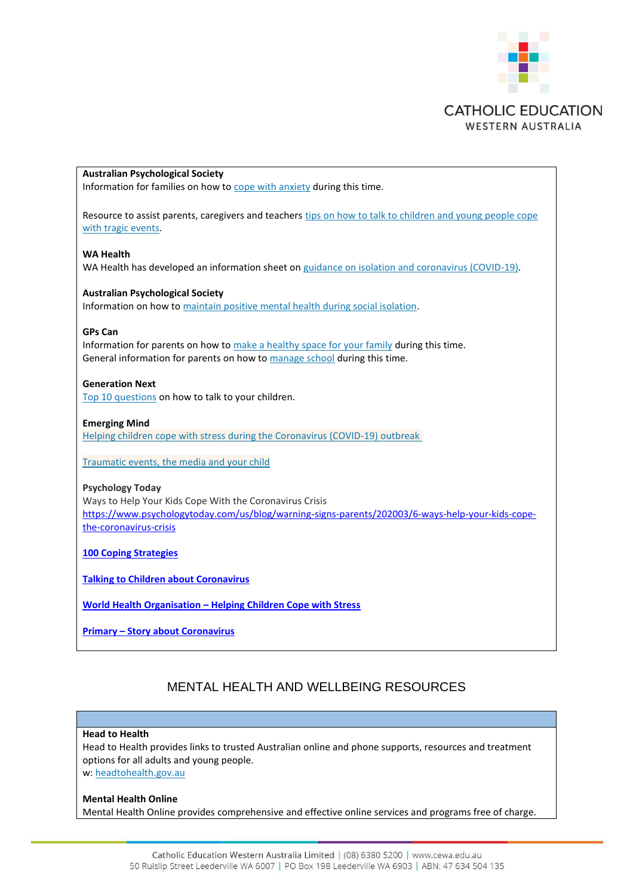**Australian Psychological Society**
Information for families on how to cope with anxiety during this time.

Resource to assist parents, caregivers and teachers tips on how to talk to children and young people cope with tragic events.

**WA Health**
WA Health has developed an information sheet on guidance on isolation and coronavirus (COVID-19).

**Australian Psychological Society**
Information on how to maintain positive mental health during social isolation.

**GPs Can**
Information for parents on how to make a healthy space for your family during this time.
General information for parents on how to manage school during this time.

**Generation Next**
Top 10 questions on how to talk to your children.

**Emerging Mind**
Helping children cope with stress during the Coronavirus (COVID-19) outbreak

Traumatic events, the media and your child

**Psychology Today**
Ways to Help Your Kids Cope With the Coronavirus Crisis
https://www.psychologytoday.com/us/blog/warning-signs-parents/202003/6-ways-help-your-kids-cope-the-coronavirus-crisis

**100 Coping Strategies**

**Talking to Children about Coronavirus**

**World Health Organisation – Helping Children Cope with Stress**

**Primary – Story about Coronavirus**

## MENTAL HEALTH AND WELLBEING RESOURCES

**Head to Health**
Head to Health provides links to trusted Australian online and phone supports, resources and treatment options for all adults and young people.
w: headtohealth.gov.au

**Mental Health Online**
Mental Health Online provides comprehensive and effective online services and programs free of charge.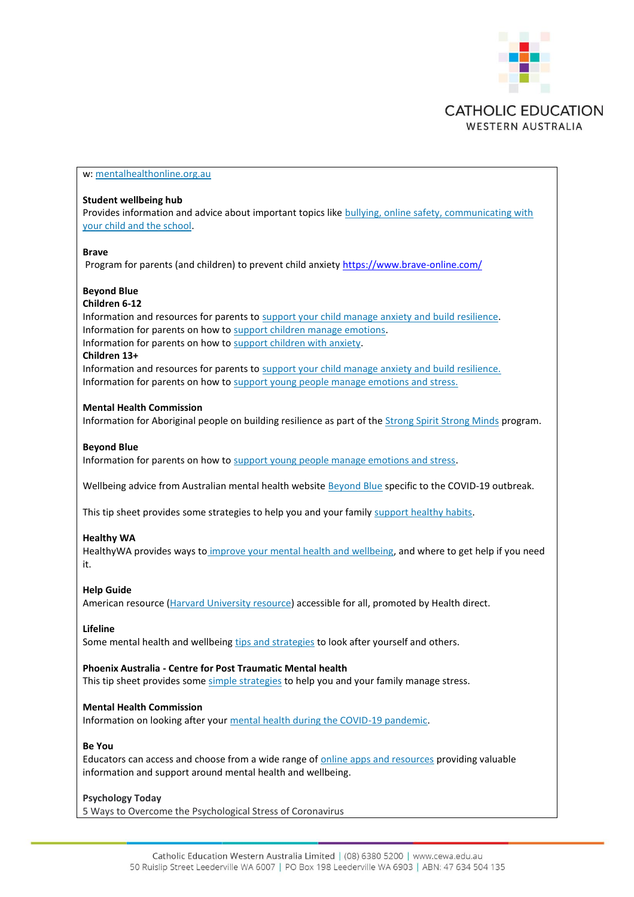w: mentalhealthonline.org.au

**Student wellbeing hub**
Provides information and advice about important topics like bullying, online safety, communicating with your child and the school.

**Brave**
Program for parents (and children) to prevent child anxiety https://www.brave-online.com/

**Beyond Blue**
**Children 6-12**
Information and resources for parents to support your child manage anxiety and build resilience.
Information for parents on how to support children manage emotions.
Information for parents on how to support children with anxiety.
**Children 13+**
Information and resources for parents to support your child manage anxiety and build resilience.
Information for parents on how to support young people manage emotions and stress.

**Mental Health Commission**
Information for Aboriginal people on building resilience as part of the Strong Spirit Strong Minds program.

**Beyond Blue**
Information for parents on how to support young people manage emotions and stress.

Wellbeing advice from Australian mental health website Beyond Blue specific to the COVID-19 outbreak.

This tip sheet provides some strategies to help you and your family support healthy habits.

**Healthy WA**
HealthyWA provides ways to improve your mental health and wellbeing, and where to get help if you need it.

**Help Guide**
American resource (Harvard University resource) accessible for all, promoted by Health direct.

**Lifeline**
Some mental health and wellbeing tips and strategies to look after yourself and others.

**Phoenix Australia - Centre for Post Traumatic Mental health**
This tip sheet provides some simple strategies to help you and your family manage stress.

**Mental Health Commission**
Information on looking after your mental health during the COVID-19 pandemic.

**Be You**
Educators can access and choose from a wide range of online apps and resources providing valuable information and support around mental health and wellbeing.

**Psychology Today**
5 Ways to Overcome the Psychological Stress of Coronavirus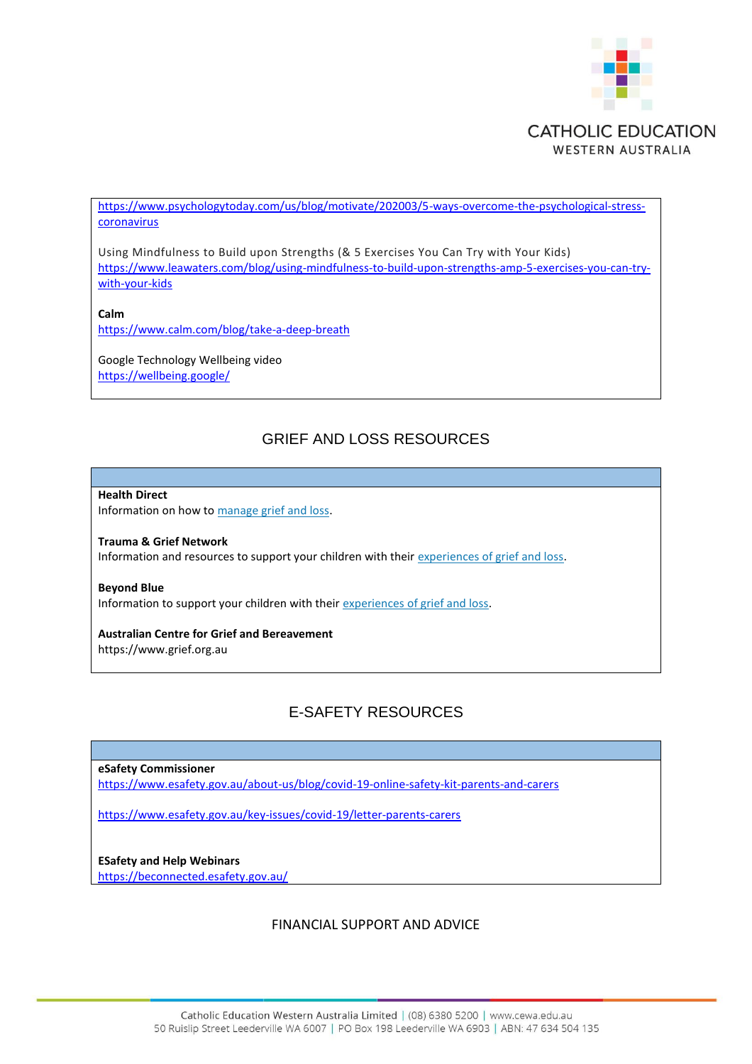https://www.psychologytoday.com/us/blog/motivate/202003/5-ways-overcome-the-psychological-stress-coronavirus

Using Mindfulness to Build upon Strengths (& 5 Exercises You Can Try with Your Kids)
https://www.leawaters.com/blog/using-mindfulness-to-build-upon-strengths-amp-5-exercises-you-can-try-with-your-kids

**Calm**
https://www.calm.com/blog/take-a-deep-breath

Google Technology Wellbeing video
https://wellbeing.google/

## GRIEF AND LOSS RESOURCES

**Health Direct**
Information on how to manage grief and loss.

**Trauma & Grief Network**
Information and resources to support your children with their experiences of grief and loss.

**Beyond Blue**
Information to support your children with their experiences of grief and loss.

**Australian Centre for Grief and Bereavement**
https://www.grief.org.au

## E-SAFETY RESOURCES

**eSafety Commissioner**
https://www.esafety.gov.au/about-us/blog/covid-19-online-safety-kit-parents-and-carers

https://www.esafety.gov.au/key-issues/covid-19/letter-parents-carers

**ESafety and Help Webinars**
https://beconnected.esafety.gov.au/

## FINANCIAL SUPPORT AND ADVICE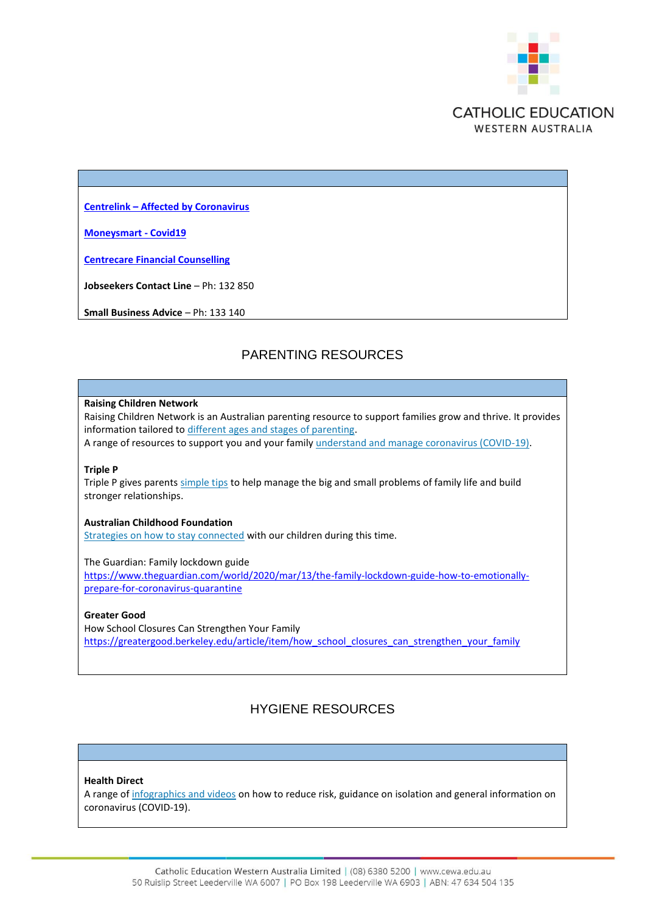**Centrelink – Affected by Coronavirus**

**Moneysmart - Covid19**

**Centrecare Financial Counselling**

**Jobseekers Contact Line** – Ph: 132 850

**Small Business Advice** – Ph: 133 140

## PARENTING RESOURCES

**Raising Children Network**
Raising Children Network is an Australian parenting resource to support families grow and thrive. It provides information tailored to different ages and stages of parenting.
A range of resources to support you and your family understand and manage coronavirus (COVID-19).

**Triple P**
Triple P gives parents simple tips to help manage the big and small problems of family life and build stronger relationships.

**Australian Childhood Foundation**
Strategies on how to stay connected with our children during this time.

The Guardian: Family lockdown guide
https://www.theguardian.com/world/2020/mar/13/the-family-lockdown-guide-how-to-emotionally-prepare-for-coronavirus-quarantine

**Greater Good**
How School Closures Can Strengthen Your Family
https://greatergood.berkeley.edu/article/item/how_school_closures_can_strengthen_your_family

## HYGIENE RESOURCES

**Health Direct**
A range of infographics and videos on how to reduce risk, guidance on isolation and general information on coronavirus (COVID-19).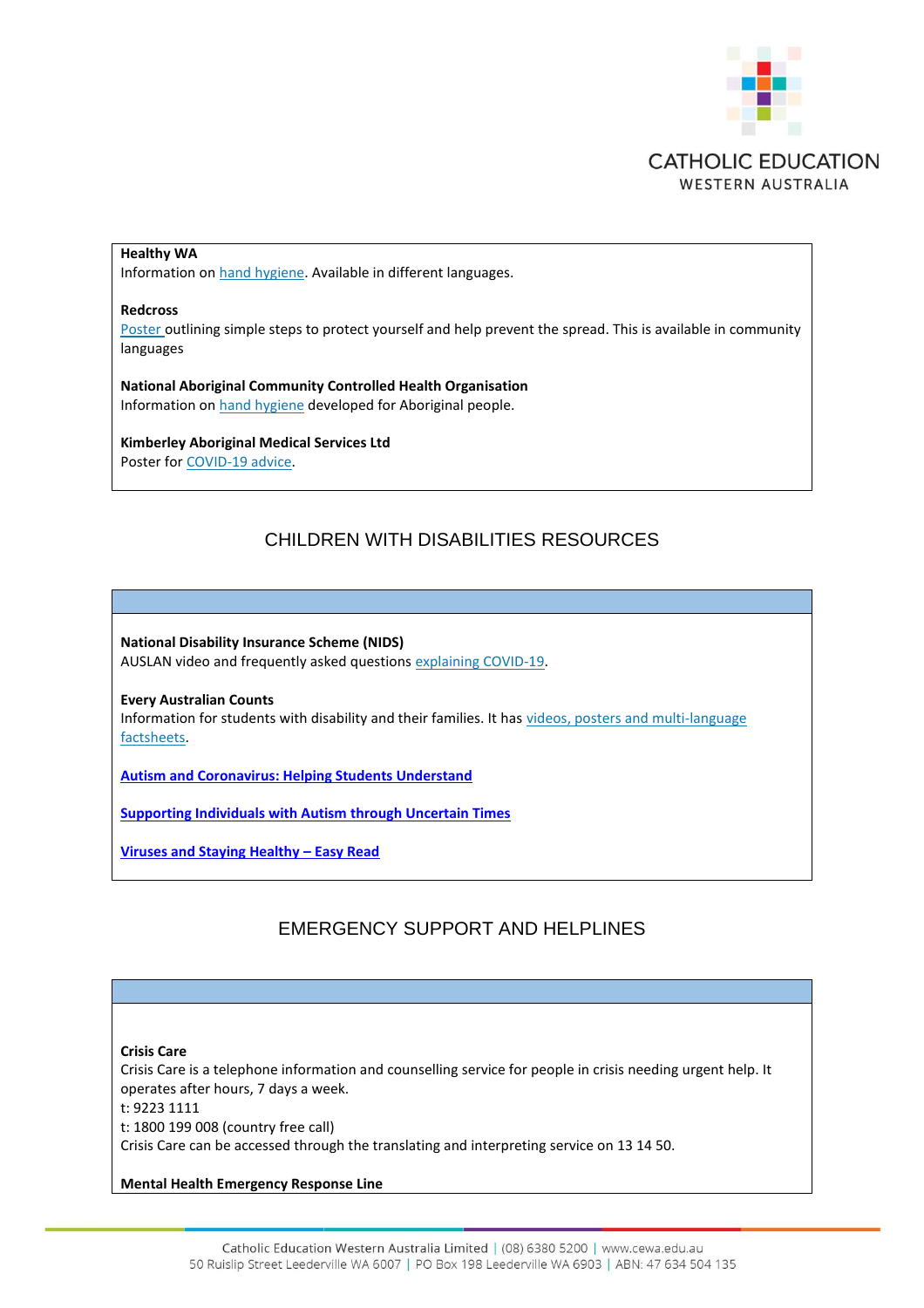**Healthy WA**
Information on hand hygiene. Available in different languages.

**Redcross**
Poster outlining simple steps to protect yourself and help prevent the spread. This is available in community languages

**National Aboriginal Community Controlled Health Organisation**
Information on hand hygiene developed for Aboriginal people.

**Kimberley Aboriginal Medical Services Ltd**
Poster for COVID-19 advice.

## CHILDREN WITH DISABILITIES RESOURCES

**National Disability Insurance Scheme (NIDS)**
AUSLAN video and frequently asked questions explaining COVID-19.

**Every Australian Counts**
Information for students with disability and their families. It has videos, posters and multi-language factsheets.

**Autism and Coronavirus: Helping Students Understand**

**Supporting Individuals with Autism through Uncertain Times**

**Viruses and Staying Healthy – Easy Read**

## EMERGENCY SUPPORT AND HELPLINES

**Crisis Care**
Crisis Care is a telephone information and counselling service for people in crisis needing urgent help. It operates after hours, 7 days a week.
t: 9223 1111
t: 1800 199 008 (country free call)
Crisis Care can be accessed through the translating and interpreting service on 13 14 50.

**Mental Health Emergency Response Line**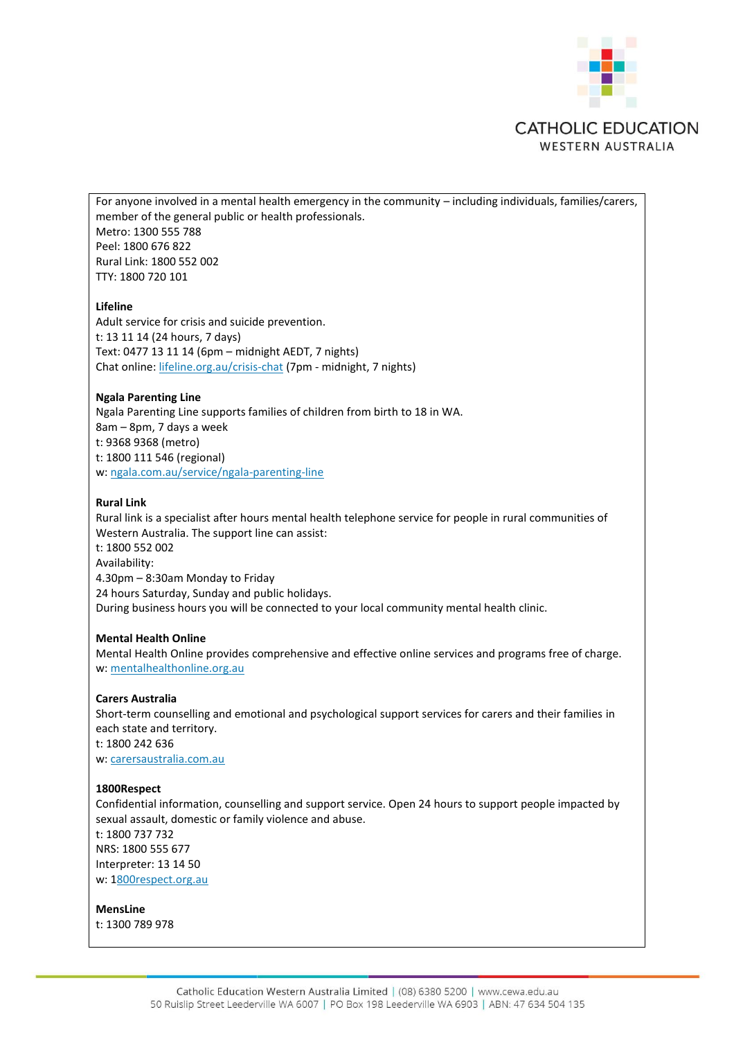For anyone involved in a mental health emergency in the community – including individuals, families/carers, member of the general public or health professionals.
Metro: 1300 555 788
Peel: 1800 676 822
Rural Link: 1800 552 002
TTY: 1800 720 101

**Lifeline**
Adult service for crisis and suicide prevention.
t: 13 11 14 (24 hours, 7 days)
Text: 0477 13 11 14 (6pm – midnight AEDT, 7 nights)
Chat online: lifeline.org.au/crisis-chat (7pm - midnight, 7 nights)

**Ngala Parenting Line**
Ngala Parenting Line supports families of children from birth to 18 in WA.
8am – 8pm, 7 days a week
t: 9368 9368 (metro)
t: 1800 111 546 (regional)
w: ngala.com.au/service/ngala-parenting-line

**Rural Link**
Rural link is a specialist after hours mental health telephone service for people in rural communities of Western Australia. The support line can assist:
t: 1800 552 002
Availability:
4.30pm – 8:30am Monday to Friday
24 hours Saturday, Sunday and public holidays.
During business hours you will be connected to your local community mental health clinic.

**Mental Health Online**
Mental Health Online provides comprehensive and effective online services and programs free of charge.
w: mentalhealthonline.org.au

**Carers Australia**
Short-term counselling and emotional and psychological support services for carers and their families in each state and territory.
t: 1800 242 636
w: carersaustralia.com.au

**1800Respect**
Confidential information, counselling and support service. Open 24 hours to support people impacted by sexual assault, domestic or family violence and abuse.
t: 1800 737 732
NRS: 1800 555 677
Interpreter: 13 14 50
w: 1800respect.org.au

**MensLine**
t: 1300 789 978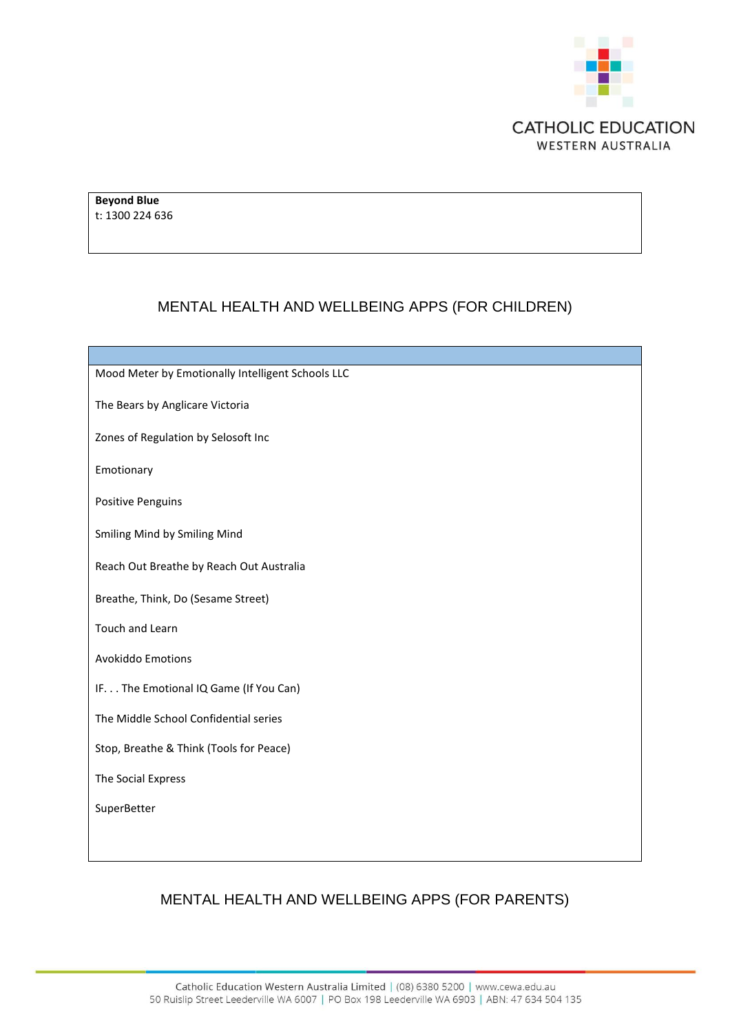| |
|---|
| **Beyond Blue**<br>t: 1300 224 636 |

## MENTAL HEALTH AND WELLBEING APPS (FOR CHILDREN)

| |
|---|
| Mood Meter by Emotionally Intelligent Schools LLC |
| The Bears by Anglicare Victoria |
| Zones of Regulation by Selosoft Inc |
| Emotionary |
| Positive Penguins |
| Smiling Mind by Smiling Mind |
| Reach Out Breathe by Reach Out Australia |
| Breathe, Think, Do (Sesame Street) |
| Touch and Learn |
| Avokiddo Emotions |
| IF. . . The Emotional IQ Game (If You Can) |
| The Middle School Confidential series |
| Stop, Breathe & Think (Tools for Peace) |
| The Social Express |
| SuperBetter |

## MENTAL HEALTH AND WELLBEING APPS (FOR PARENTS)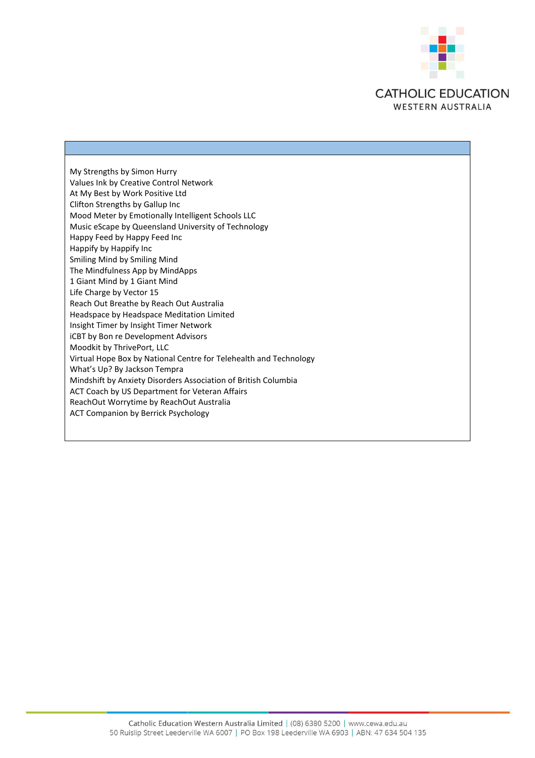My Strengths by Simon Hurry
Values Ink by Creative Control Network
At My Best by Work Positive Ltd
Clifton Strengths by Gallup Inc
Mood Meter by Emotionally Intelligent Schools LLC
Music eScape by Queensland University of Technology
Happy Feed by Happy Feed Inc
Happify by Happify Inc
Smiling Mind by Smiling Mind
The Mindfulness App by MindApps
1 Giant Mind by 1 Giant Mind
Life Charge by Vector 15
Reach Out Breathe by Reach Out Australia
Headspace by Headspace Meditation Limited
Insight Timer by Insight Timer Network
iCBT by Bon re Development Advisors
Moodkit by ThrivePort, LLC
Virtual Hope Box by National Centre for Telehealth and Technology
What's Up? By Jackson Tempra
Mindshift by Anxiety Disorders Association of British Columbia
ACT Coach by US Department for Veteran Affairs
ReachOut Worrytime by ReachOut Australia
ACT Companion by Berrick Psychology